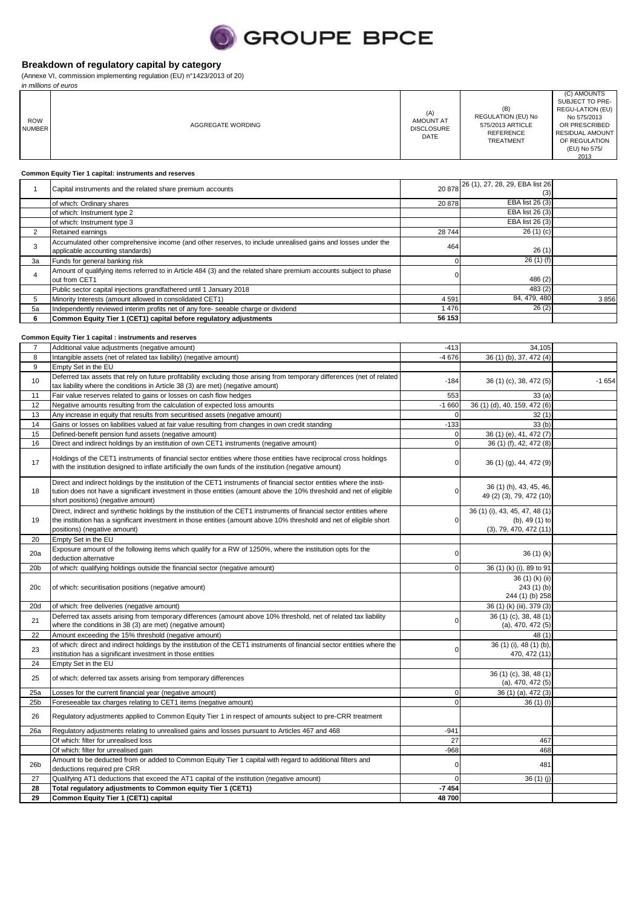GROUPE BPCE

## Breakdown of regulatory capital by category

(Annexe VI, commission implementing regulation (EU) n°1423/2013 of 20)

*in millions of euros*

| ROW NUMBER | AGGREGATE WORDING | (A) AMOUNT AT DISCLOSURE DATE | (B) REGULATION (EU) No 575/2013 ARTICLE REFERENCE TREATMENT | (C) AMOUNTS SUBJECT TO PRE-REGU-LATION (EU) No 575/2013 OR PRESCRIBED RESIDUAL AMOUNT OF REGULATION (EU) No 575/ 2013 |
|---|---|---|---|---|

**Common Equity Tier 1 capital: instruments and reserves**

| | | | | |
|---|---|---|---|---|
| 1 | Capital instruments and the related share premium accounts | 20 878 | 26 (1), 27, 28, 29, EBA list 26 (3) | |
| | of which: Ordinary shares | 20 878 | EBA list 26 (3) | |
| | of which: Instrument type 2 | | EBA list 26 (3) | |
| | of which: Instrument type 3 | | EBA list 26 (3) | |
| 2 | Retained earnings | 28 744 | 26 (1) (c) | |
| 3 | Accumulated other comprehensive income (and other reserves, to include unrealised gains and losses under the applicable accounting standards) | 464 | 26 (1) | |
| 3a | Funds for general banking risk | 0 | 26 (1) (f) | |
| 4 | Amount of qualifying items referred to in Article 484 (3) and the related share premium accounts subject to phase out from CET1 | 0 | 486 (2) | |
| | Public sector capital injections grandfathered until 1 January 2018 | | 483 (2) | |
| 5 | Minority Interests (amount allowed in consolidated CET1) | 4 591 | 84, 479, 480 | 3 856 |
| 5a | Independently reviewed interim profits net of any fore- seeable charge or dividend | 1 476 | 26 (2) | |
| **6** | **Common Equity Tier 1 (CET1) capital before regulatory adjustments** | **56 153** | | |

**Common Equity Tier 1 capital : instruments and reserves**

| | | | | |
|---|---|---|---|---|
| 7 | Additional value adjustments (negative amount) | -413 | 34,105 | |
| 8 | Intangible assets (net of related tax liability) (negative amount) | -4 676 | 36 (1) (b), 37, 472 (4) | |
| 9 | Empty Set in the EU | | | |
| 10 | Deferred tax assets that rely on future profitability excluding those arising from temporary differences (net of related tax liability where the conditions in Article 38 (3) are met) (negative amount) | -184 | 36 (1) (c), 38, 472 (5) | -1 654 |
| 11 | Fair value reserves related to gains or losses on cash flow hedges | 553 | 33 (a) | |
| 12 | Negative amounts resulting from the calculation of expected loss amounts | -1 660 | 36 (1) (d), 40, 159, 472 (6) | |
| 13 | Any increase in equity that results from securitised assets (negative amount) | 0 | 32 (1) | |
| 14 | Gains or losses on liabilities valued at fair value resulting from changes in own credit standing | -133 | 33 (b) | |
| 15 | Defined-benefit pension fund assets (negative amount) | 0 | 36 (1) (e), 41, 472 (7) | |
| 16 | Direct and indirect holdings by an institution of own CET1 instruments (negative amount) | 0 | 36 (1) (f), 42, 472 (8) | |
| 17 | Holdings of the CET1 instruments of financial sector entities where those entities have reciprocal cross holdings with the institution designed to inflate artificially the own funds of the institution (negative amount) | 0 | 36 (1) (g), 44, 472 (9) | |
| 18 | Direct and indirect holdings by the institution of the CET1 instruments of financial sector entities where the institution does not have a significant investment in those entities (amount above the 10% threshold and net of eligible short positions) (negative amount) | 0 | 36 (1) (h), 43, 45, 46, 49 (2) (3), 79, 472 (10) | |
| 19 | Direct, indirect and synthetic holdings by the institution of the CET1 instruments of financial sector entities where the institution has a significant investment in those entities (amount above 10% threshold and net of eligible short positions) (negative amount) | 0 | 36 (1) (i), 43, 45, 47, 48 (1) (b), 49 (1) to (3), 79, 470, 472 (11) | |
| 20 | Empty Set in the EU | | | |
| 20a | Exposure amount of the following items which qualify for a RW of 1250%, where the institution opts for the deduction alternative | 0 | 36 (1) (k) | |
| 20b | of which: qualifying holdings outside the financial sector (negative amount) | 0 | 36 (1) (k) (i), 89 to 91 | |
| 20c | of which: securitisation positions (negative amount) | | 36 (1) (k) (ii) 243 (1) (b) 244 (1) (b) 258 | |
| 20d | of which: free deliveries (negative amount) | | 36 (1) (k) (iii), 379 (3) | |
| 21 | Deferred tax assets arising from temporary differences (amount above 10% threshold, net of related tax liability where the conditions in 38 (3) are met) (negative amount) | 0 | 36 (1) (c), 38, 48 (1) (a), 470, 472 (5) | |
| 22 | Amount exceeding the 15% threshold (negative amount) | | 48 (1) | |
| 23 | of which: direct and indirect holdings by the institution of the CET1 instruments of financial sector entities where the institution has a significant investment in those entities | 0 | 36 (1) (i), 48 (1) (b), 470, 472 (11) | |
| 24 | Empty Set in the EU | | | |
| 25 | of which: deferred tax assets arising from temporary differences | | 36 (1) (c), 38, 48 (1) (a), 470, 472 (5) | |
| 25a | Losses for the current financial year (negative amount) | 0 | 36 (1) (a), 472 (3) | |
| 25b | Foreseeable tax charges relating to CET1 items (negative amount) | 0 | 36 (1) (l) | |
| 26 | Regulatory adjustments applied to Common Equity Tier 1 in respect of amounts subject to pre-CRR treatment | | | |
| 26a | Regulatory adjustments relating to unrealised gains and losses pursuant to Articles 467 and 468 | -941 | | |
| | Of which: filter for unrealised loss | 27 | 467 | |
| | Of which: filter for unrealised gain | -968 | 468 | |
| 26b | Amount to be deducted from or added to Common Equity Tier 1 capital with regard to additional filters and deductions required pre CRR | 0 | 481 | |
| 27 | Qualifying AT1 deductions that exceed the AT1 capital of the institution (negative amount) | 0 | 36 (1) (j) | |
| **28** | **Total regulatory adjustments to Common equity Tier 1 (CET1)** | **-7 454** | | |
| **29** | **Common Equity Tier 1 (CET1) capital** | **48 700** | | |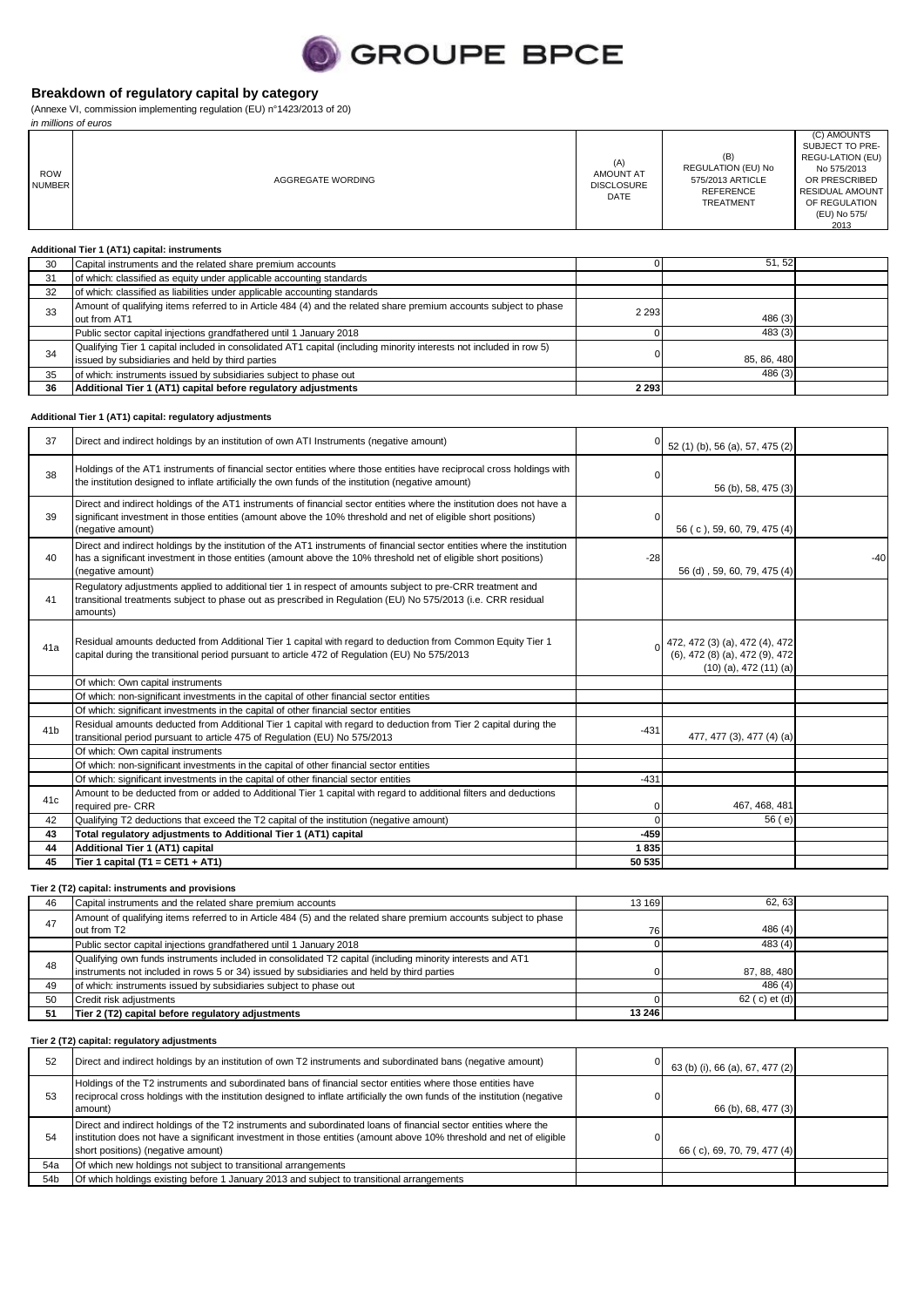# Breakdown of regulatory capital by category

(Annexe VI, commission implementing regulation (EU) n°1423/2013 of 20)

*in millions of euros*

| ROW NUMBER | AGGREGATE WORDING | (A) AMOUNT AT DISCLOSURE DATE | (B) REGULATION (EU) No 575/2013 ARTICLE REFERENCE TREATMENT | (C) AMOUNTS SUBJECT TO PRE-REGU-LATION (EU) No 575/2013 OR PRESCRIBED RESIDUAL AMOUNT OF REGULATION (EU) No 575/ 2013 |
|---|---|---|---|---|
| | **Additional Tier 1 (AT1) capital: instruments** | | | |
| 30 | Capital instruments and the related share premium accounts | 0 | 51, 52 | |
| 31 | of which: classified as equity under applicable accounting standards | | | |
| 32 | of which: classified as liabilities under applicable accounting standards | | | |
| 33 | Amount of qualifying items referred to in Article 484 (4) and the related share premium accounts subject to phase out from AT1 | 2 293 | 486 (3) | |
| | Public sector capital injections grandfathered until 1 January 2018 | 0 | 483 (3) | |
| 34 | Qualifying Tier 1 capital included in consolidated AT1 capital (including minority interests not included in row 5) issued by subsidiaries and held by third parties | 0 | 85, 86, 480 | |
| 35 | of which: instruments issued by subsidiaries subject to phase out | | 486 (3) | |
| **36** | **Additional Tier 1 (AT1) capital before regulatory adjustments** | **2 293** | | |
| | **Additional Tier 1 (AT1) capital: regulatory adjustments** | | | |
| 37 | Direct and indirect holdings by an institution of own ATI Instruments (negative amount) | 0 | 52 (1) (b), 56 (a), 57, 475 (2) | |
| 38 | Holdings of the AT1 instruments of financial sector entities where those entities have reciprocal cross holdings with the institution designed to inflate artificially the own funds of the institution (negative amount) | 0 | 56 (b), 58, 475 (3) | |
| 39 | Direct and indirect holdings of the AT1 instruments of financial sector entities where the institution does not have a significant investment in those entities (amount above the 10% threshold and net of eligible short positions) (negative amount) | 0 | 56 ( c ), 59, 60, 79, 475 (4) | |
| 40 | Direct and indirect holdings by the institution of the AT1 instruments of financial sector entities where the institution has a significant investment in those entities (amount above the 10% threshold net of eligible short positions) (negative amount) | -28 | 56 (d) , 59, 60, 79, 475 (4) | -40 |
| 41 | Regulatory adjustments applied to additional tier 1 in respect of amounts subject to pre-CRR treatment and transitional treatments subject to phase out as prescribed in Regulation (EU) No 575/2013 (i.e. CRR residual amounts) | | | |
| 41a | Residual amounts deducted from Additional Tier 1 capital with regard to deduction from Common Equity Tier 1 capital during the transitional period pursuant to article 472 of Regulation (EU) No 575/2013 | 0 | 472, 472 (3) (a), 472 (4), 472 (6), 472 (8) (a), 472 (9), 472 (10) (a), 472 (11) (a) | |
| | Of which: Own capital instruments | | | |
| | Of which: non-significant investments in the capital of other financial sector entities | | | |
| | Of which: significant investments in the capital of other financial sector entities | | | |
| 41b | Residual amounts deducted from Additional Tier 1 capital with regard to deduction from Tier 2 capital during the transitional period pursuant to article 475 of Regulation (EU) No 575/2013 | -431 | 477, 477 (3), 477 (4) (a) | |
| | Of which: Own capital instruments | | | |
| | Of which: non-significant investments in the capital of other financial sector entities | | | |
| | Of which: significant investments in the capital of other financial sector entities | -431 | | |
| 41c | Amount to be deducted from or added to Additional Tier 1 capital with regard to additional filters and deductions required pre- CRR | 0 | 467, 468, 481 | |
| 42 | Qualifying T2 deductions that exceed the T2 capital of the institution (negative amount) | 0 | 56 ( e) | |
| **43** | **Total regulatory adjustments to Additional Tier 1 (AT1) capital** | **-459** | | |
| **44** | **Additional Tier 1 (AT1) capital** | **1 835** | | |
| **45** | **Tier 1 capital (T1 = CET1 + AT1)** | **50 535** | | |
| | **Tier 2 (T2) capital: instruments and provisions** | | | |
| 46 | Capital instruments and the related share premium accounts | 13 169 | 62, 63 | |
| 47 | Amount of qualifying items referred to in Article 484 (5) and the related share premium accounts subject to phase out from T2 | 76 | 486 (4) | |
| | Public sector capital injections grandfathered until 1 January 2018 | 0 | 483 (4) | |
| 48 | Qualifying own funds instruments included in consolidated T2 capital (including minority interests and AT1 instruments not included in rows 5 or 34) issued by subsidiaries and held by third parties | 0 | 87, 88, 480 | |
| 49 | of which: instruments issued by subsidiaries subject to phase out | | 486 (4) | |
| 50 | Credit risk adjustments | 0 | 62 ( c) et (d) | |
| **51** | **Tier 2 (T2) capital before regulatory adjustments** | **13 246** | | |
| | **Tier 2 (T2) capital: regulatory adjustments** | | | |
| 52 | Direct and indirect holdings by an institution of own T2 instruments and subordinated bans (negative amount) | 0 | 63 (b) (i), 66 (a), 67, 477 (2) | |
| 53 | Holdings of the T2 instruments and subordinated bans of financial sector entities where those entities have reciprocal cross holdings with the institution designed to inflate artificially the own funds of the institution (negative amount) | 0 | 66 (b), 68, 477 (3) | |
| 54 | Direct and indirect holdings of the T2 instruments and subordinated loans of financial sector entities where the institution does not have a significant investment in those entities (amount above 10% threshold and net of eligible short positions) (negative amount) | 0 | 66 ( c), 69, 70, 79, 477 (4) | |
| 54a | Of which new holdings not subject to transitional arrangements | | | |
| 54b | Of which holdings existing before 1 January 2013 and subject to transitional arrangements | | | |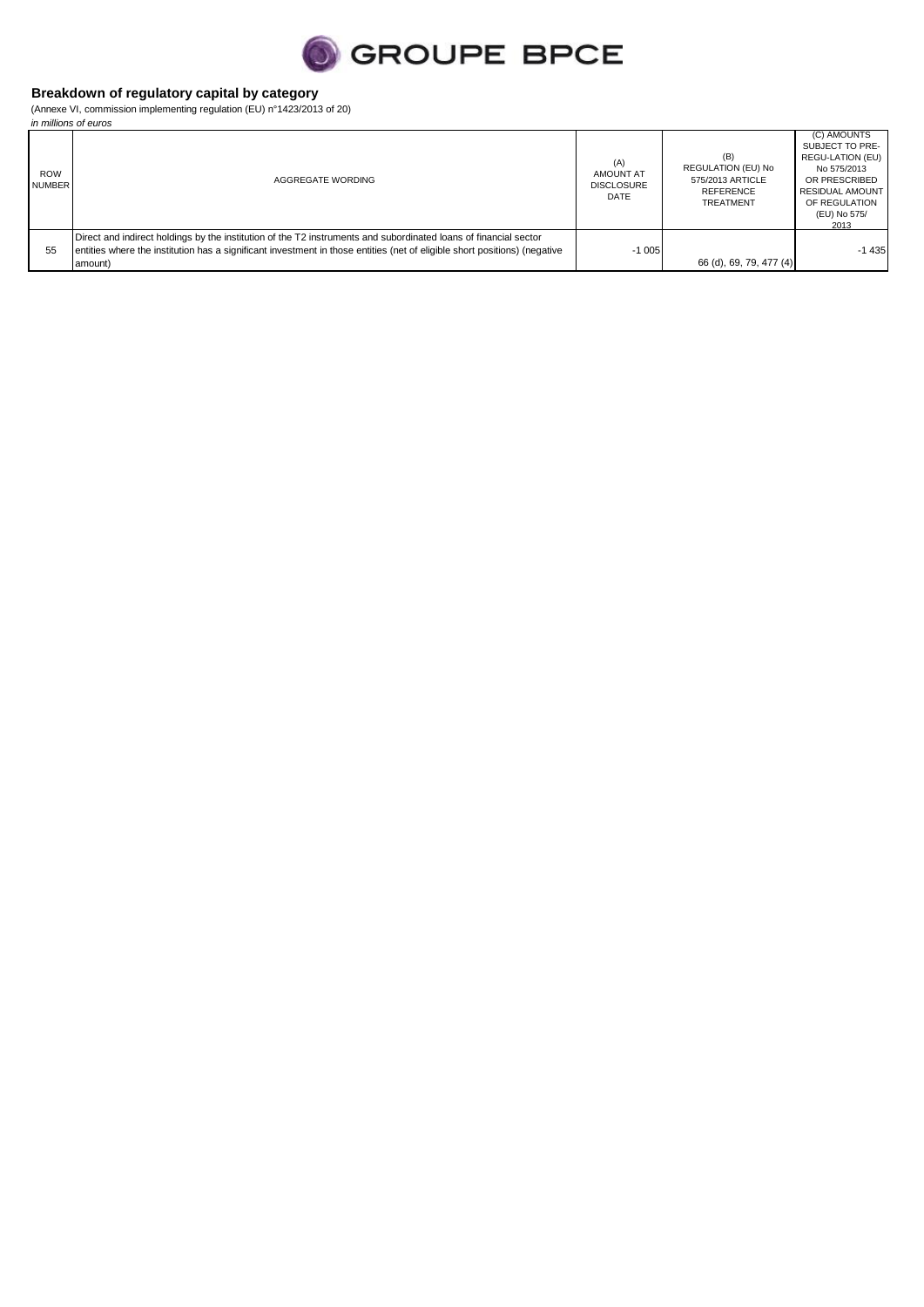**GROUPE BPCE**

## Breakdown of regulatory capital by category

(Annexe VI, commission implementing regulation (EU) n°1423/2013 of 20)

*in millions of euros*

| ROW NUMBER | AGGREGATE WORDING | (A) AMOUNT AT DISCLOSURE DATE | (B) REGULATION (EU) No 575/2013 ARTICLE REFERENCE TREATMENT | (C) AMOUNTS SUBJECT TO PRE-REGU-LATION (EU) No 575/2013 OR PRESCRIBED RESIDUAL AMOUNT OF REGULATION (EU) No 575/ 2013 |
|---|---|---|---|---|
| 55 | Direct and indirect holdings by the institution of the T2 instruments and subordinated loans of financial sector entities where the institution has a significant investment in those entities (net of eligible short positions) (negative amount) | -1 005 | 66 (d), 69, 79, 477 (4) | -1 435 |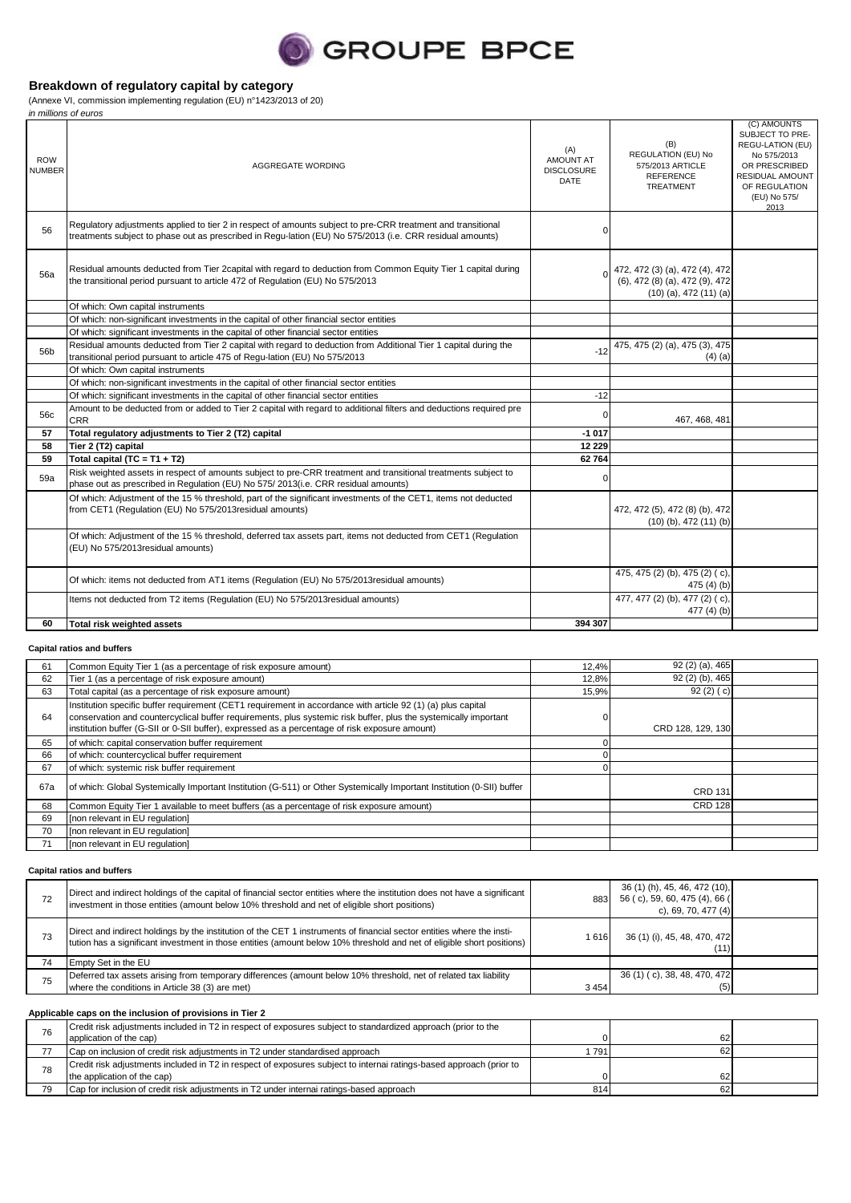# Breakdown of regulatory capital by category

(Annexe VI, commission implementing regulation (EU) n°1423/2013 of 20)

*in millions of euros*

| ROW NUMBER | AGGREGATE WORDING | (A) AMOUNT AT DISCLOSURE DATE | (B) REGULATION (EU) No 575/2013 ARTICLE REFERENCE TREATMENT | (C) AMOUNTS SUBJECT TO PRE-REGU-LATION (EU) No 575/2013 OR PRESCRIBED RESIDUAL AMOUNT OF REGULATION (EU) No 575/ 2013 |
|---|---|---|---|---|
| 56 | Regulatory adjustments applied to tier 2 in respect of amounts subject to pre-CRR treatment and transitional treatments subject to phase out as prescribed in Regu-lation (EU) No 575/2013 (i.e. CRR residual amounts) | 0 | | |
| 56a | Residual amounts deducted from Tier 2capital with regard to deduction from Common Equity Tier 1 capital during the transitional period pursuant to article 472 of Regulation (EU) No 575/2013 | 0 | 472, 472 (3) (a), 472 (4), 472 (6), 472 (8) (a), 472 (9), 472 (10) (a), 472 (11) (a) | |
| | Of which: Own capital instruments | | | |
| | Of which: non-significant investments in the capital of other financial sector entities | | | |
| | Of which: significant investments in the capital of other financial sector entities | | | |
| 56b | Residual amounts deducted from Tier 2 capital with regard to deduction from Additional Tier 1 capital during the transitional period pursuant to article 475 of Regu-lation (EU) No 575/2013 | -12 | 475, 475 (2) (a), 475 (3), 475 (4) (a) | |
| | Of which: Own capital instruments | | | |
| | Of which: non-significant investments in the capital of other financial sector entities | | | |
| | Of which: significant investments in the capital of other financial sector entities | -12 | | |
| 56c | Amount to be deducted from or added to Tier 2 capital with regard to additional filters and deductions required pre CRR | 0 | 467, 468, 481 | |
| **57** | **Total regulatory adjustments to Tier 2 (T2) capital** | **-1 017** | | |
| **58** | **Tier 2 (T2) capital** | **12 229** | | |
| **59** | **Total capital (TC = T1 + T2)** | **62 764** | | |
| 59a | Risk weighted assets in respect of amounts subject to pre-CRR treatment and transitional treatments subject to phase out as prescribed in Regulation (EU) No 575/ 2013(i.e. CRR residual amounts) | 0 | | |
| | Of which: Adjustment of the 15 % threshold, part of the significant investments of the CET1, items not deducted from CET1 (Regulation (EU) No 575/2013residual amounts) | | 472, 472 (5), 472 (8) (b), 472 (10) (b), 472 (11) (b) | |
| | Of which: Adjustment of the 15 % threshold, deferred tax assets part, items not deducted from CET1 (Regulation (EU) No 575/2013residual amounts) | | | |
| | Of which: items not deducted from AT1 items (Regulation (EU) No 575/2013residual amounts) | | 475, 475 (2) (b), 475 (2) ( c), 475 (4) (b) | |
| | Items not deducted from T2 items (Regulation (EU) No 575/2013residual amounts) | | 477, 477 (2) (b), 477 (2) ( c), 477 (4) (b) | |
| **60** | **Total risk weighted assets** | **394 307** | | |

**Capital ratios and buffers**

| | | | | |
|---|---|---|---|---|
| 61 | Common Equity Tier 1 (as a percentage of risk exposure amount) | 12,4% | 92 (2) (a), 465 | |
| 62 | Tier 1 (as a percentage of risk exposure amount) | 12,8% | 92 (2) (b), 465 | |
| 63 | Total capital (as a percentage of risk exposure amount) | 15,9% | 92 (2) ( c) | |
| 64 | Institution specific buffer requirement (CET1 requirement in accordance with article 92 (1) (a) plus capital conservation and countercyclical buffer requirements, plus systemic risk buffer, plus the systemically important institution buffer (G-SII or O-SII buffer), expressed as a percentage of risk exposure amount) | 0 | CRD 128, 129, 130 | |
| 65 | of which: capital conservation buffer requirement | 0 | | |
| 66 | of which: countercyclical buffer requirement | 0 | | |
| 67 | of which: systemic risk buffer requirement | 0 | | |
| 67a | of which: Global Systemically Important Institution (G-511) or Other Systemically Important Institution (0-SII) buffer | | CRD 131 | |
| 68 | Common Equity Tier 1 available to meet buffers (as a percentage of risk exposure amount) | | CRD 128 | |
| 69 | [non relevant in EU regulation] | | | |
| 70 | [non relevant in EU regulation] | | | |
| 71 | [non relevant in EU regulation] | | | |

**Capital ratios and buffers**

| | | | | |
|---|---|---|---|---|
| 72 | Direct and indirect holdings of the capital of financial sector entities where the institution does not have a significant investment in those entities (amount below 10% threshold and net of eligible short positions) | 883 | 36 (1) (h), 45, 46, 472 (10), 56 ( c), 59, 60, 475 (4), 66 ( c), 69, 70, 477 (4) | |
| 73 | Direct and indirect holdings by the institution of the CET 1 instruments of financial sector entities where the institution has a significant investment in those entities (amount below 10% threshold and net of eligible short positions) | 1 616 | 36 (1) (i), 45, 48, 470, 472 (11) | |
| 74 | Empty Set in the EU | | | |
| 75 | Deferred tax assets arising from temporary differences (amount below 10% threshold, net of related tax liability where the conditions in Article 38 (3) are met) | 3 454 | 36 (1) ( c), 38, 48, 470, 472 (5) | |

**Applicable caps on the inclusion of provisions in Tier 2**

| | | | | |
|---|---|---|---|---|
| 76 | Credit risk adjustments included in T2 in respect of exposures subject to standardized approach (prior to the application of the cap) | 0 | 62 | |
| 77 | Cap on inclusion of credit risk adjustments in T2 under standardised approach | 1 791 | 62 | |
| 78 | Credit risk adjustments included in T2 in respect of exposures subject to internai ratings-based approach (prior to the application of the cap) | 0 | 62 | |
| 79 | Cap for inclusion of credit risk adjustments in T2 under internai ratings-based approach | 814 | 62 | |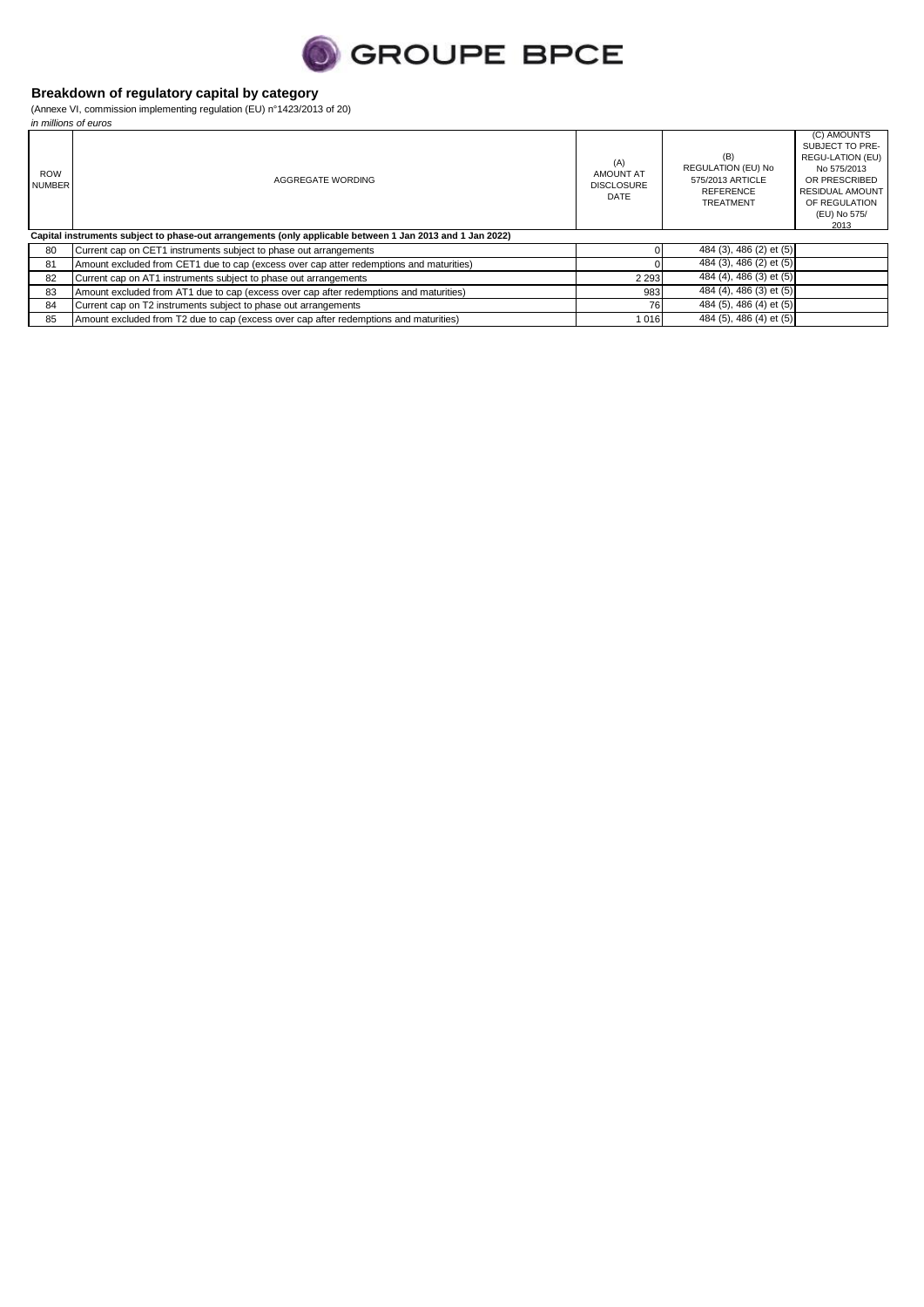GROUPE BPCE

## Breakdown of regulatory capital by category

(Annexe VI, commission implementing regulation (EU) n°1423/2013 of 20)

*in millions of euros*

| ROW NUMBER | AGGREGATE WORDING | (A) AMOUNT AT DISCLOSURE DATE | (B) REGULATION (EU) No 575/2013 ARTICLE REFERENCE TREATMENT | (C) AMOUNTS SUBJECT TO PRE-REGU-LATION (EU) No 575/2013 OR PRESCRIBED RESIDUAL AMOUNT OF REGULATION (EU) No 575/2013 |
|---|---|---|---|---|
| **Capital instruments subject to phase-out arrangements (only applicable between 1 Jan 2013 and 1 Jan 2022)** | | | | |
| 80 | Current cap on CET1 instruments subject to phase out arrangements | 0 | 484 (3), 486 (2) et (5) | |
| 81 | Amount excluded from CET1 due to cap (excess over cap atter redemptions and maturities) | 0 | 484 (3), 486 (2) et (5) | |
| 82 | Current cap on AT1 instruments subject to phase out arrangements | 2 293 | 484 (4), 486 (3) et (5) | |
| 83 | Amount excluded from AT1 due to cap (excess over cap after redemptions and maturities) | 983 | 484 (4), 486 (3) et (5) | |
| 84 | Current cap on T2 instruments subject to phase out arrangements | 76 | 484 (5), 486 (4) et (5) | |
| 85 | Amount excluded from T2 due to cap (excess over cap after redemptions and maturities) | 1 016 | 484 (5), 486 (4) et (5) | |